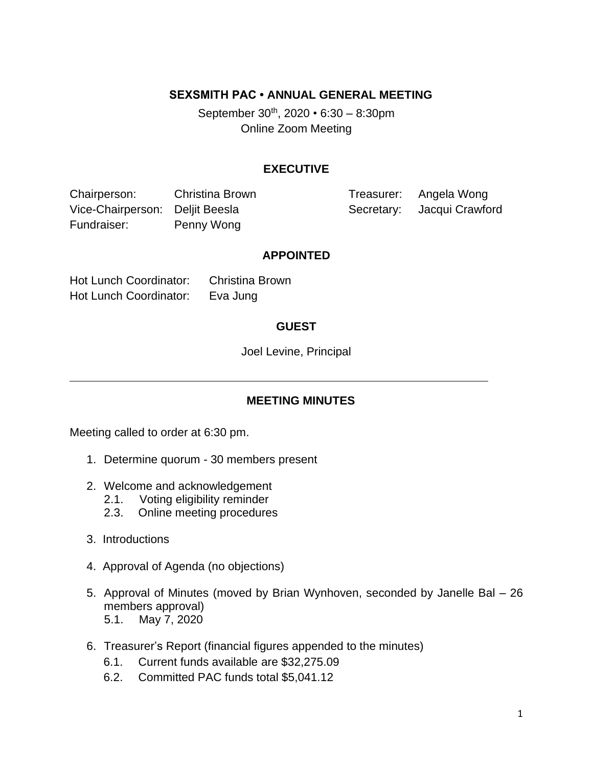# SEXSMITH PAC • ANNUAL GENERAL MEETING

September 30th, 2020 • 6:30 – 8:30pm
Online Zoom Meeting

## EXECUTIVE

Chairperson: Christina Brown
Vice-Chairperson: Deljit Beesla
Fundraiser: Penny Wong
Treasurer: Angela Wong
Secretary: Jacqui Crawford

## APPOINTED

Hot Lunch Coordinator: Christina Brown
Hot Lunch Coordinator: Eva Jung

## GUEST

Joel Levine, Principal

---

## MEETING MINUTES

Meeting called to order at 6:30 pm.

1. Determine quorum - 30 members present

2. Welcome and acknowledgement
   - 2.1. Voting eligibility reminder
   - 2.3. Online meeting procedures

3. Introductions

4. Approval of Agenda (no objections)

5. Approval of Minutes (moved by Brian Wynhoven, seconded by Janelle Bal – 26 members approval)
   - 5.1. May 7, 2020

6. Treasurer's Report (financial figures appended to the minutes)
   - 6.1. Current funds available are $32,275.09
   - 6.2. Committed PAC funds total $5,041.12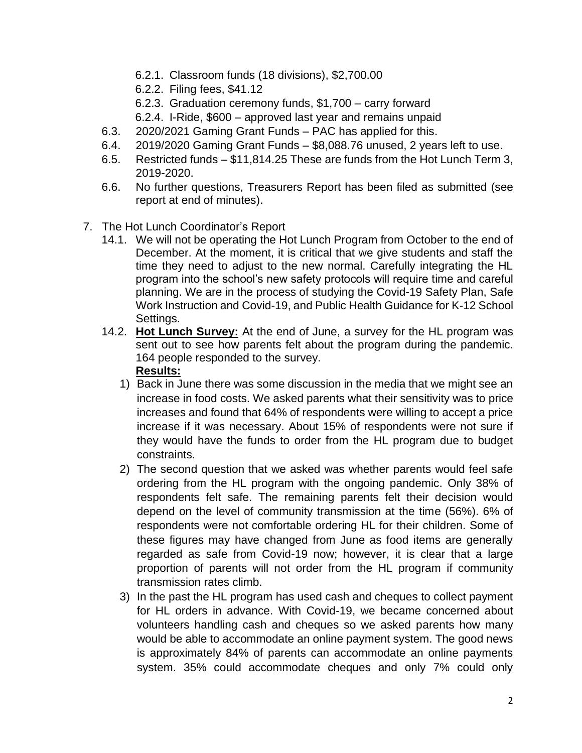6.2.1. Classroom funds (18 divisions), $2,700.00
   6.2.2. Filing fees, $41.12
   6.2.3. Graduation ceremony funds, $1,700 – carry forward
   6.2.4. I-Ride, $600 – approved last year and remains unpaid

6.3. 2020/2021 Gaming Grant Funds – PAC has applied for this.

6.4. 2019/2020 Gaming Grant Funds – $8,088.76 unused, 2 years left to use.

6.5. Restricted funds – $11,814.25 These are funds from the Hot Lunch Term 3, 2019-2020.

6.6. No further questions, Treasurers Report has been filed as submitted (see report at end of minutes).

7. The Hot Lunch Coordinator's Report

   14.1. We will not be operating the Hot Lunch Program from October to the end of December. At the moment, it is critical that we give students and staff the time they need to adjust to the new normal. Carefully integrating the HL program into the school's new safety protocols will require time and careful planning. We are in the process of studying the Covid-19 Safety Plan, Safe Work Instruction and Covid-19, and Public Health Guidance for K-12 School Settings.

   14.2. **<u>Hot Lunch Survey:</u>** At the end of June, a survey for the HL program was sent out to see how parents felt about the program during the pandemic. 164 people responded to the survey.

   **<u>Results:</u>**

   1) Back in June there was some discussion in the media that we might see an increase in food costs. We asked parents what their sensitivity was to price increases and found that 64% of respondents were willing to accept a price increase if it was necessary. About 15% of respondents were not sure if they would have the funds to order from the HL program due to budget constraints.
   2) The second question that we asked was whether parents would feel safe ordering from the HL program with the ongoing pandemic. Only 38% of respondents felt safe. The remaining parents felt their decision would depend on the level of community transmission at the time (56%). 6% of respondents were not comfortable ordering HL for their children. Some of these figures may have changed from June as food items are generally regarded as safe from Covid-19 now; however, it is clear that a large proportion of parents will not order from the HL program if community transmission rates climb.
   3) In the past the HL program has used cash and cheques to collect payment for HL orders in advance. With Covid-19, we became concerned about volunteers handling cash and cheques so we asked parents how many would be able to accommodate an online payment system. The good news is approximately 84% of parents can accommodate an online payments system. 35% could accommodate cheques and only 7% could only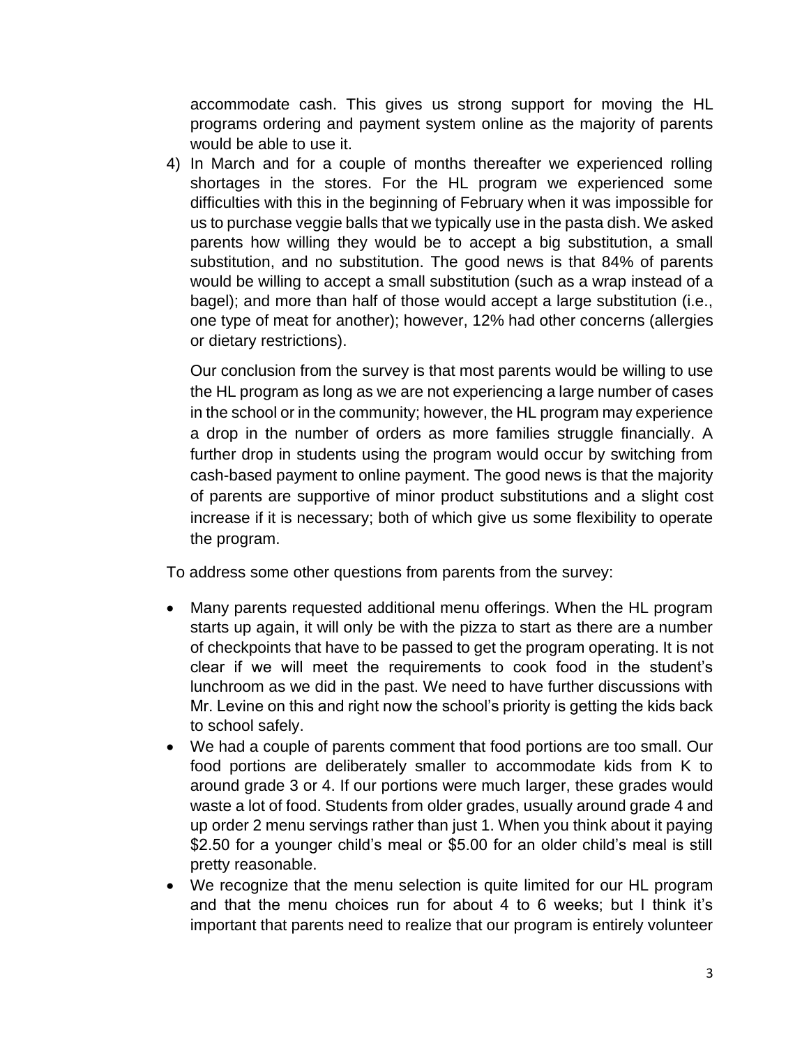accommodate cash. This gives us strong support for moving the HL programs ordering and payment system online as the majority of parents would be able to use it.

4) In March and for a couple of months thereafter we experienced rolling shortages in the stores. For the HL program we experienced some difficulties with this in the beginning of February when it was impossible for us to purchase veggie balls that we typically use in the pasta dish. We asked parents how willing they would be to accept a big substitution, a small substitution, and no substitution. The good news is that 84% of parents would be willing to accept a small substitution (such as a wrap instead of a bagel); and more than half of those would accept a large substitution (i.e., one type of meat for another); however, 12% had other concerns (allergies or dietary restrictions).

   Our conclusion from the survey is that most parents would be willing to use the HL program as long as we are not experiencing a large number of cases in the school or in the community; however, the HL program may experience a drop in the number of orders as more families struggle financially. A further drop in students using the program would occur by switching from cash-based payment to online payment. The good news is that the majority of parents are supportive of minor product substitutions and a slight cost increase if it is necessary; both of which give us some flexibility to operate the program.

To address some other questions from parents from the survey:

- Many parents requested additional menu offerings. When the HL program starts up again, it will only be with the pizza to start as there are a number of checkpoints that have to be passed to get the program operating. It is not clear if we will meet the requirements to cook food in the student's lunchroom as we did in the past. We need to have further discussions with Mr. Levine on this and right now the school's priority is getting the kids back to school safely.
- We had a couple of parents comment that food portions are too small. Our food portions are deliberately smaller to accommodate kids from K to around grade 3 or 4. If our portions were much larger, these grades would waste a lot of food. Students from older grades, usually around grade 4 and up order 2 menu servings rather than just 1. When you think about it paying $2.50 for a younger child's meal or $5.00 for an older child's meal is still pretty reasonable.
- We recognize that the menu selection is quite limited for our HL program and that the menu choices run for about 4 to 6 weeks; but I think it's important that parents need to realize that our program is entirely volunteer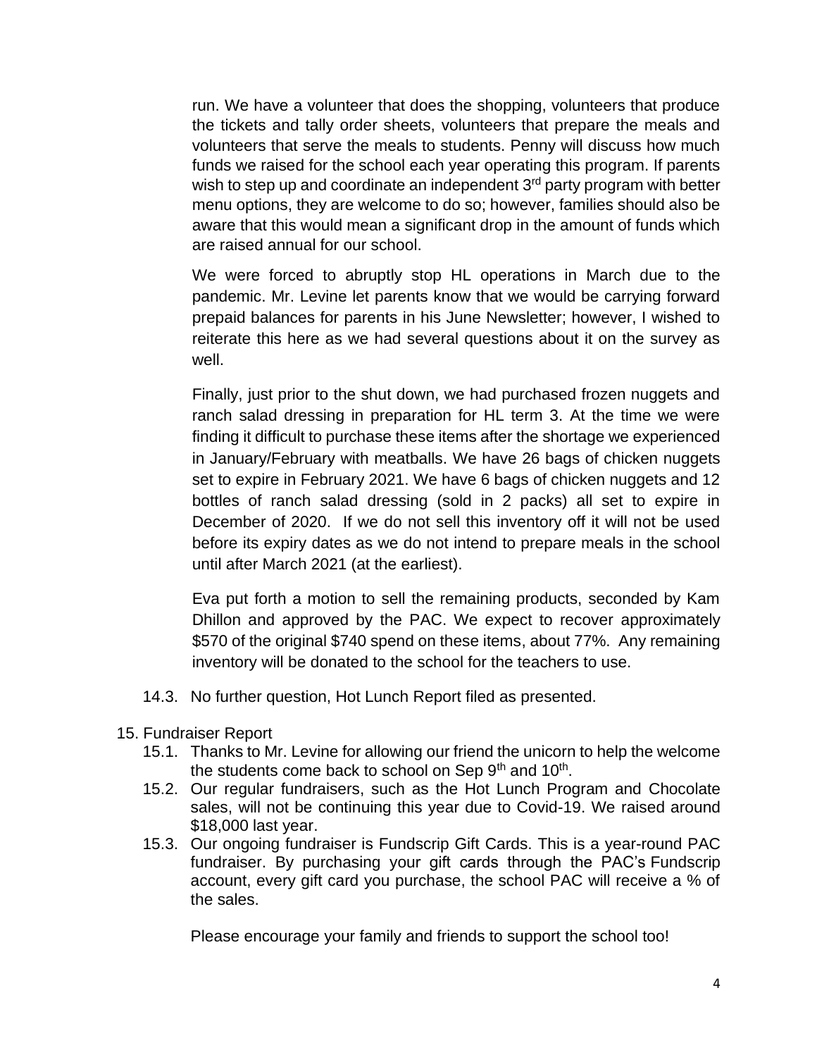run. We have a volunteer that does the shopping, volunteers that produce the tickets and tally order sheets, volunteers that prepare the meals and volunteers that serve the meals to students. Penny will discuss how much funds we raised for the school each year operating this program. If parents wish to step up and coordinate an independent 3rd party program with better menu options, they are welcome to do so; however, families should also be aware that this would mean a significant drop in the amount of funds which are raised annual for our school.

We were forced to abruptly stop HL operations in March due to the pandemic. Mr. Levine let parents know that we would be carrying forward prepaid balances for parents in his June Newsletter; however, I wished to reiterate this here as we had several questions about it on the survey as well.

Finally, just prior to the shut down, we had purchased frozen nuggets and ranch salad dressing in preparation for HL term 3. At the time we were finding it difficult to purchase these items after the shortage we experienced in January/February with meatballs. We have 26 bags of chicken nuggets set to expire in February 2021. We have 6 bags of chicken nuggets and 12 bottles of ranch salad dressing (sold in 2 packs) all set to expire in December of 2020. If we do not sell this inventory off it will not be used before its expiry dates as we do not intend to prepare meals in the school until after March 2021 (at the earliest).

Eva put forth a motion to sell the remaining products, seconded by Kam Dhillon and approved by the PAC. We expect to recover approximately $570 of the original $740 spend on these items, about 77%. Any remaining inventory will be donated to the school for the teachers to use.

14.3. No further question, Hot Lunch Report filed as presented.

15. Fundraiser Report

15.1. Thanks to Mr. Levine for allowing our friend the unicorn to help the welcome the students come back to school on Sep 9th and 10th.

15.2. Our regular fundraisers, such as the Hot Lunch Program and Chocolate sales, will not be continuing this year due to Covid-19. We raised around $18,000 last year.

15.3. Our ongoing fundraiser is Fundscrip Gift Cards. This is a year-round PAC fundraiser. By purchasing your gift cards through the PAC's Fundscrip account, every gift card you purchase, the school PAC will receive a % of the sales.

Please encourage your family and friends to support the school too!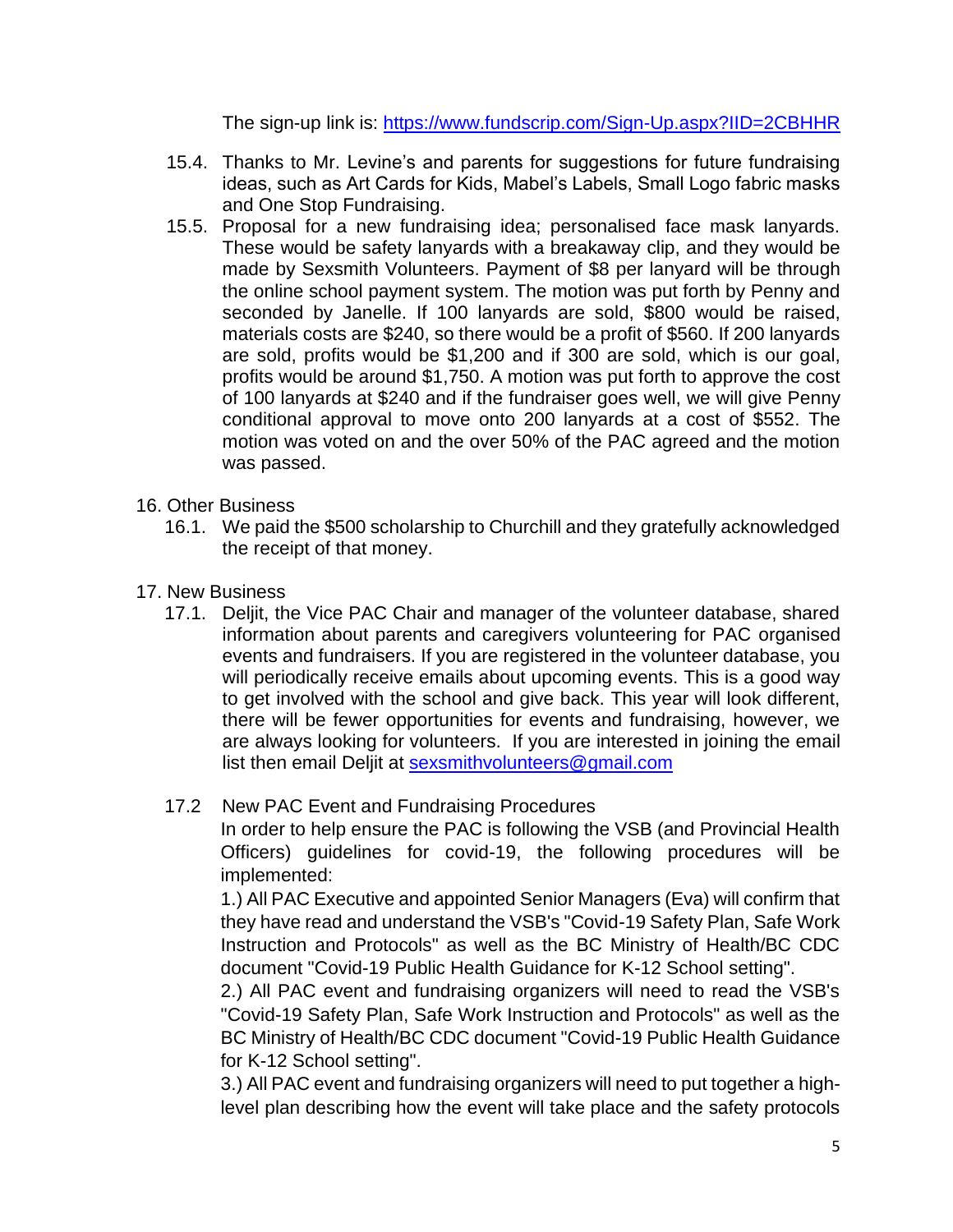The sign-up link is: https://www.fundscrip.com/Sign-Up.aspx?IID=2CBHHR

15.4. Thanks to Mr. Levine's and parents for suggestions for future fundraising ideas, such as Art Cards for Kids, Mabel's Labels, Small Logo fabric masks and One Stop Fundraising.

15.5. Proposal for a new fundraising idea; personalised face mask lanyards. These would be safety lanyards with a breakaway clip, and they would be made by Sexsmith Volunteers. Payment of $8 per lanyard will be through the online school payment system. The motion was put forth by Penny and seconded by Janelle. If 100 lanyards are sold, $800 would be raised, materials costs are $240, so there would be a profit of $560. If 200 lanyards are sold, profits would be $1,200 and if 300 are sold, which is our goal, profits would be around $1,750. A motion was put forth to approve the cost of 100 lanyards at $240 and if the fundraiser goes well, we will give Penny conditional approval to move onto 200 lanyards at a cost of $552. The motion was voted on and the over 50% of the PAC agreed and the motion was passed.

16. Other Business

16.1. We paid the $500 scholarship to Churchill and they gratefully acknowledged the receipt of that money.

17. New Business

17.1. Deljit, the Vice PAC Chair and manager of the volunteer database, shared information about parents and caregivers volunteering for PAC organised events and fundraisers. If you are registered in the volunteer database, you will periodically receive emails about upcoming events. This is a good way to get involved with the school and give back. This year will look different, there will be fewer opportunities for events and fundraising, however, we are always looking for volunteers. If you are interested in joining the email list then email Deljit at sexsmithvolunteers@gmail.com

17.2 New PAC Event and Fundraising Procedures

In order to help ensure the PAC is following the VSB (and Provincial Health Officers) guidelines for covid-19, the following procedures will be implemented:

1.) All PAC Executive and appointed Senior Managers (Eva) will confirm that they have read and understand the VSB's "Covid-19 Safety Plan, Safe Work Instruction and Protocols" as well as the BC Ministry of Health/BC CDC document "Covid-19 Public Health Guidance for K-12 School setting".

2.) All PAC event and fundraising organizers will need to read the VSB's "Covid-19 Safety Plan, Safe Work Instruction and Protocols" as well as the BC Ministry of Health/BC CDC document "Covid-19 Public Health Guidance for K-12 School setting".

3.) All PAC event and fundraising organizers will need to put together a high-level plan describing how the event will take place and the safety protocols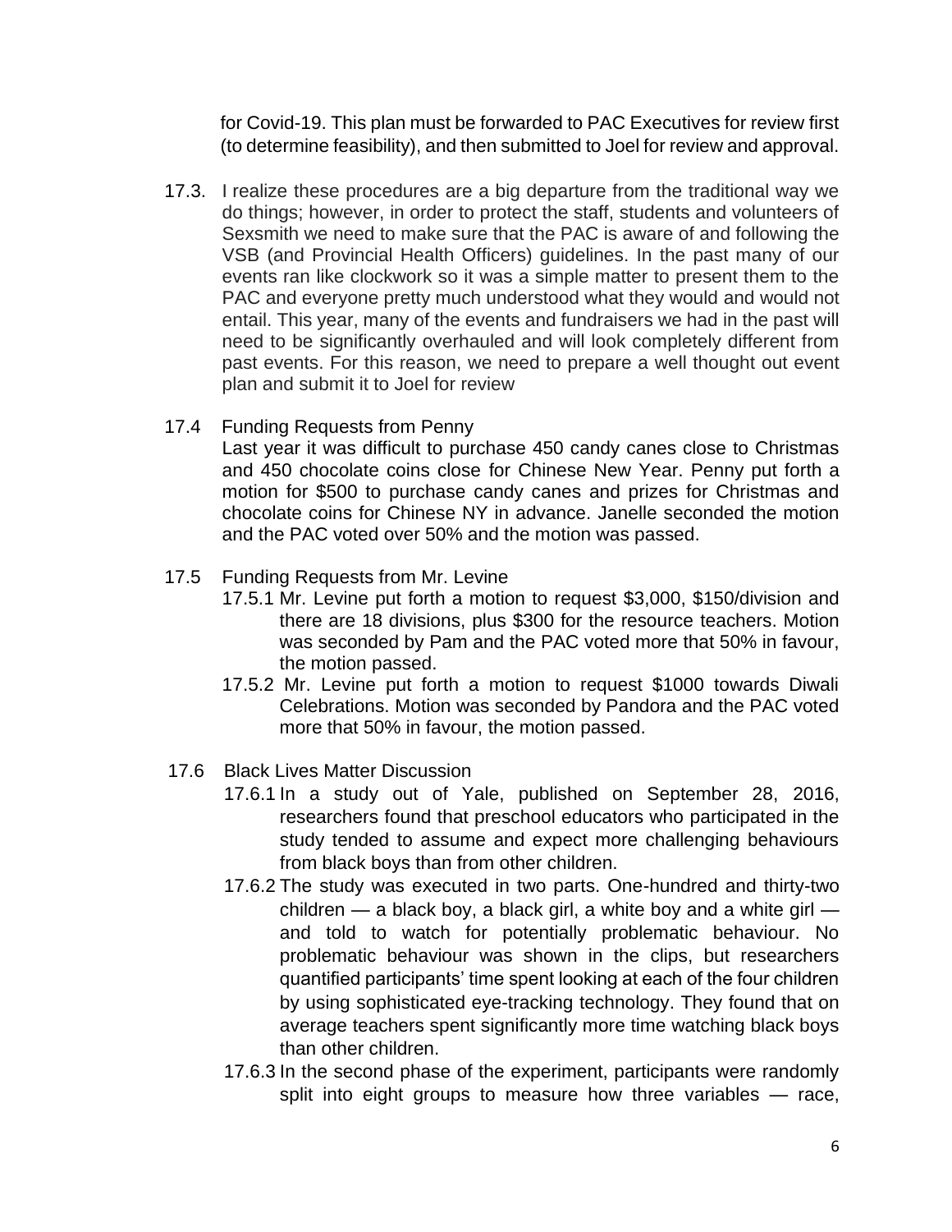for Covid-19. This plan must be forwarded to PAC Executives for review first (to determine feasibility), and then submitted to Joel for review and approval.

17.3. I realize these procedures are a big departure from the traditional way we do things; however, in order to protect the staff, students and volunteers of Sexsmith we need to make sure that the PAC is aware of and following the VSB (and Provincial Health Officers) guidelines. In the past many of our events ran like clockwork so it was a simple matter to present them to the PAC and everyone pretty much understood what they would and would not entail. This year, many of the events and fundraisers we had in the past will need to be significantly overhauled and will look completely different from past events. For this reason, we need to prepare a well thought out event plan and submit it to Joel for review

17.4 Funding Requests from Penny

Last year it was difficult to purchase 450 candy canes close to Christmas and 450 chocolate coins close for Chinese New Year. Penny put forth a motion for $500 to purchase candy canes and prizes for Christmas and chocolate coins for Chinese NY in advance. Janelle seconded the motion and the PAC voted over 50% and the motion was passed.

17.5 Funding Requests from Mr. Levine

17.5.1 Mr. Levine put forth a motion to request $3,000, $150/division and there are 18 divisions, plus $300 for the resource teachers. Motion was seconded by Pam and the PAC voted more that 50% in favour, the motion passed.

17.5.2 Mr. Levine put forth a motion to request $1000 towards Diwali Celebrations. Motion was seconded by Pandora and the PAC voted more that 50% in favour, the motion passed.

17.6 Black Lives Matter Discussion

17.6.1 In a study out of Yale, published on September 28, 2016, researchers found that preschool educators who participated in the study tended to assume and expect more challenging behaviours from black boys than from other children.

17.6.2 The study was executed in two parts. One-hundred and thirty-two children — a black boy, a black girl, a white boy and a white girl — and told to watch for potentially problematic behaviour. No problematic behaviour was shown in the clips, but researchers quantified participants' time spent looking at each of the four children by using sophisticated eye-tracking technology. They found that on average teachers spent significantly more time watching black boys than other children.

17.6.3 In the second phase of the experiment, participants were randomly split into eight groups to measure how three variables — race,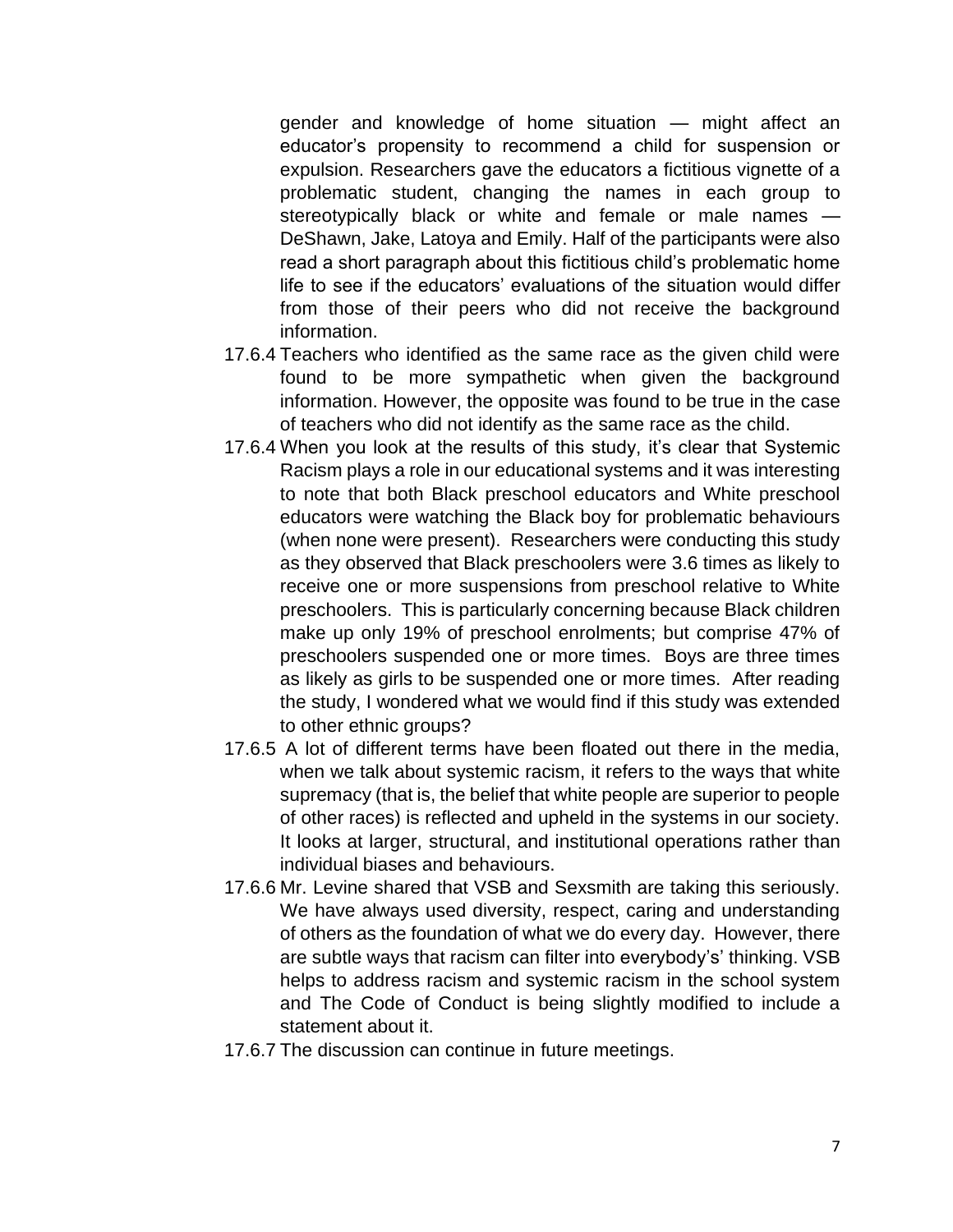gender and knowledge of home situation — might affect an educator's propensity to recommend a child for suspension or expulsion. Researchers gave the educators a fictitious vignette of a problematic student, changing the names in each group to stereotypically black or white and female or male names — DeShawn, Jake, Latoya and Emily. Half of the participants were also read a short paragraph about this fictitious child's problematic home life to see if the educators' evaluations of the situation would differ from those of their peers who did not receive the background information.

17.6.4 Teachers who identified as the same race as the given child were found to be more sympathetic when given the background information. However, the opposite was found to be true in the case of teachers who did not identify as the same race as the child.

17.6.4 When you look at the results of this study, it's clear that Systemic Racism plays a role in our educational systems and it was interesting to note that both Black preschool educators and White preschool educators were watching the Black boy for problematic behaviours (when none were present). Researchers were conducting this study as they observed that Black preschoolers were 3.6 times as likely to receive one or more suspensions from preschool relative to White preschoolers. This is particularly concerning because Black children make up only 19% of preschool enrolments; but comprise 47% of preschoolers suspended one or more times. Boys are three times as likely as girls to be suspended one or more times. After reading the study, I wondered what we would find if this study was extended to other ethnic groups?

17.6.5 A lot of different terms have been floated out there in the media, when we talk about systemic racism, it refers to the ways that white supremacy (that is, the belief that white people are superior to people of other races) is reflected and upheld in the systems in our society. It looks at larger, structural, and institutional operations rather than individual biases and behaviours.

17.6.6 Mr. Levine shared that VSB and Sexsmith are taking this seriously. We have always used diversity, respect, caring and understanding of others as the foundation of what we do every day. However, there are subtle ways that racism can filter into everybody's' thinking. VSB helps to address racism and systemic racism in the school system and The Code of Conduct is being slightly modified to include a statement about it.

17.6.7 The discussion can continue in future meetings.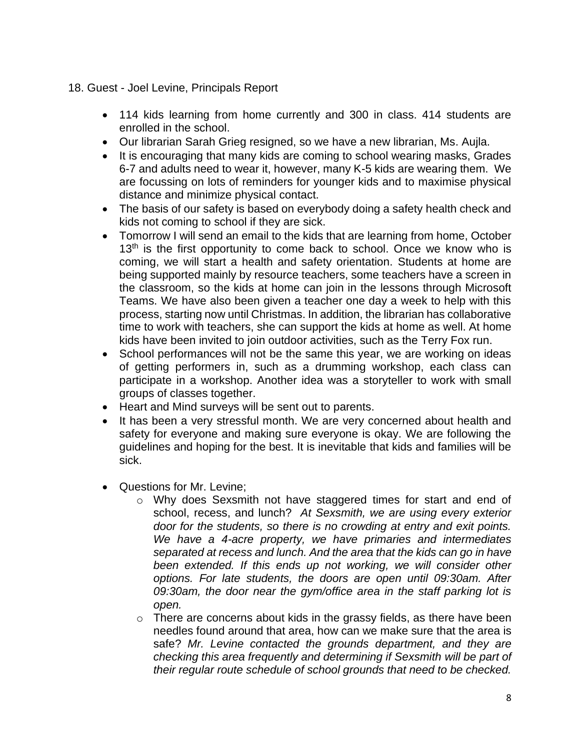18. Guest - Joel Levine, Principals Report

- 114 kids learning from home currently and 300 in class. 414 students are enrolled in the school.
- Our librarian Sarah Grieg resigned, so we have a new librarian, Ms. Aujla.
- It is encouraging that many kids are coming to school wearing masks, Grades 6-7 and adults need to wear it, however, many K-5 kids are wearing them. We are focussing on lots of reminders for younger kids and to maximise physical distance and minimize physical contact.
- The basis of our safety is based on everybody doing a safety health check and kids not coming to school if they are sick.
- Tomorrow I will send an email to the kids that are learning from home, October 13th is the first opportunity to come back to school. Once we know who is coming, we will start a health and safety orientation. Students at home are being supported mainly by resource teachers, some teachers have a screen in the classroom, so the kids at home can join in the lessons through Microsoft Teams. We have also been given a teacher one day a week to help with this process, starting now until Christmas. In addition, the librarian has collaborative time to work with teachers, she can support the kids at home as well. At home kids have been invited to join outdoor activities, such as the Terry Fox run.
- School performances will not be the same this year, we are working on ideas of getting performers in, such as a drumming workshop, each class can participate in a workshop. Another idea was a storyteller to work with small groups of classes together.
- Heart and Mind surveys will be sent out to parents.
- It has been a very stressful month. We are very concerned about health and safety for everyone and making sure everyone is okay. We are following the guidelines and hoping for the best. It is inevitable that kids and families will be sick.

- Questions for Mr. Levine;
    - Why does Sexsmith not have staggered times for start and end of school, recess, and lunch? *At Sexsmith, we are using every exterior door for the students, so there is no crowding at entry and exit points. We have a 4-acre property, we have primaries and intermediates separated at recess and lunch. And the area that the kids can go in have been extended. If this ends up not working, we will consider other options. For late students, the doors are open until 09:30am. After 09:30am, the door near the gym/office area in the staff parking lot is open.*
    - There are concerns about kids in the grassy fields, as there have been needles found around that area, how can we make sure that the area is safe? *Mr. Levine contacted the grounds department, and they are checking this area frequently and determining if Sexsmith will be part of their regular route schedule of school grounds that need to be checked.*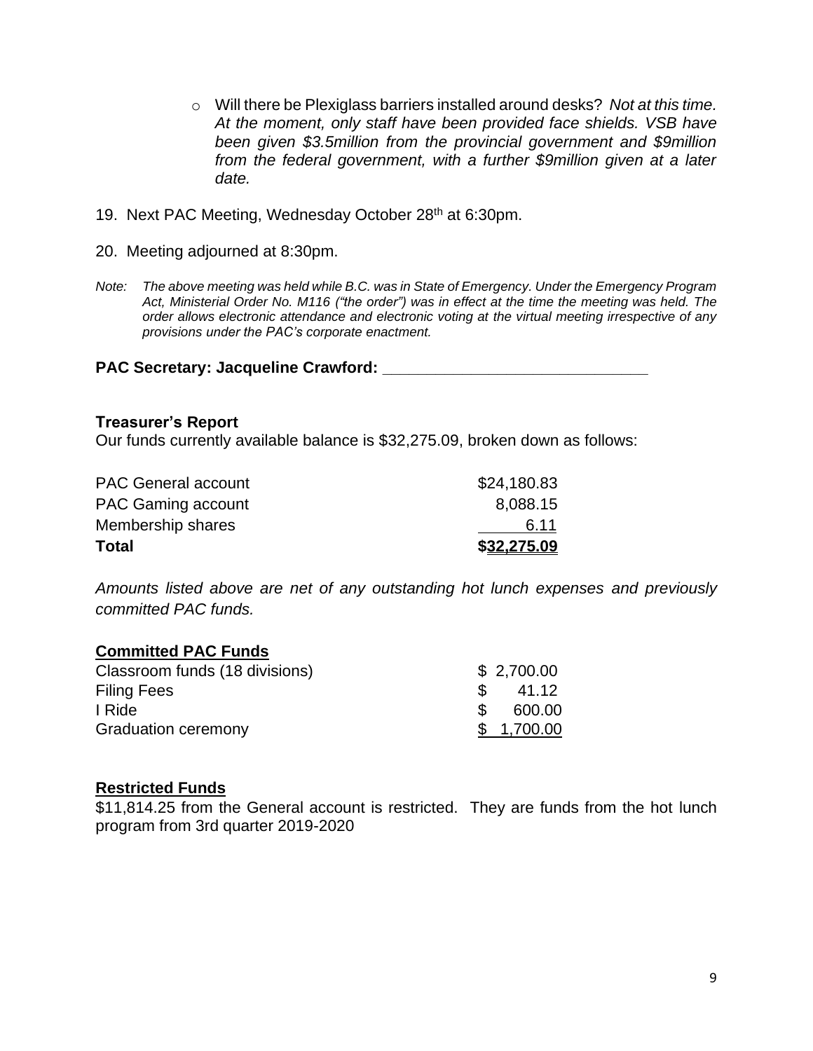- Will there be Plexiglass barriers installed around desks? *Not at this time. At the moment, only staff have been provided face shields. VSB have been given $3.5million from the provincial government and $9million from the federal government, with a further $9million given at a later date.*

19. Next PAC Meeting, Wednesday October 28th at 6:30pm.

20. Meeting adjourned at 8:30pm.

*Note: The above meeting was held while B.C. was in State of Emergency. Under the Emergency Program Act, Ministerial Order No. M116 ("the order") was in effect at the time the meeting was held. The order allows electronic attendance and electronic voting at the virtual meeting irrespective of any provisions under the PAC's corporate enactment.*

**PAC Secretary: Jacqueline Crawford: ______________________________**

**Treasurer's Report**

Our funds currently available balance is $32,275.09, broken down as follows:

| | |
|---|---|
| PAC General account | $24,180.83 |
| PAC Gaming account | 8,088.15 |
| Membership shares | 6.11 |
| **Total** | **$32,275.09** |

*Amounts listed above are net of any outstanding hot lunch expenses and previously committed PAC funds.*

**Committed PAC Funds**

| | |
|---|---|
| Classroom funds (18 divisions) | $ 2,700.00 |
| Filing Fees | $ 41.12 |
| I Ride | $ 600.00 |
| Graduation ceremony | $ 1,700.00 |

**Restricted Funds**

$11,814.25 from the General account is restricted. They are funds from the hot lunch program from 3rd quarter 2019-2020